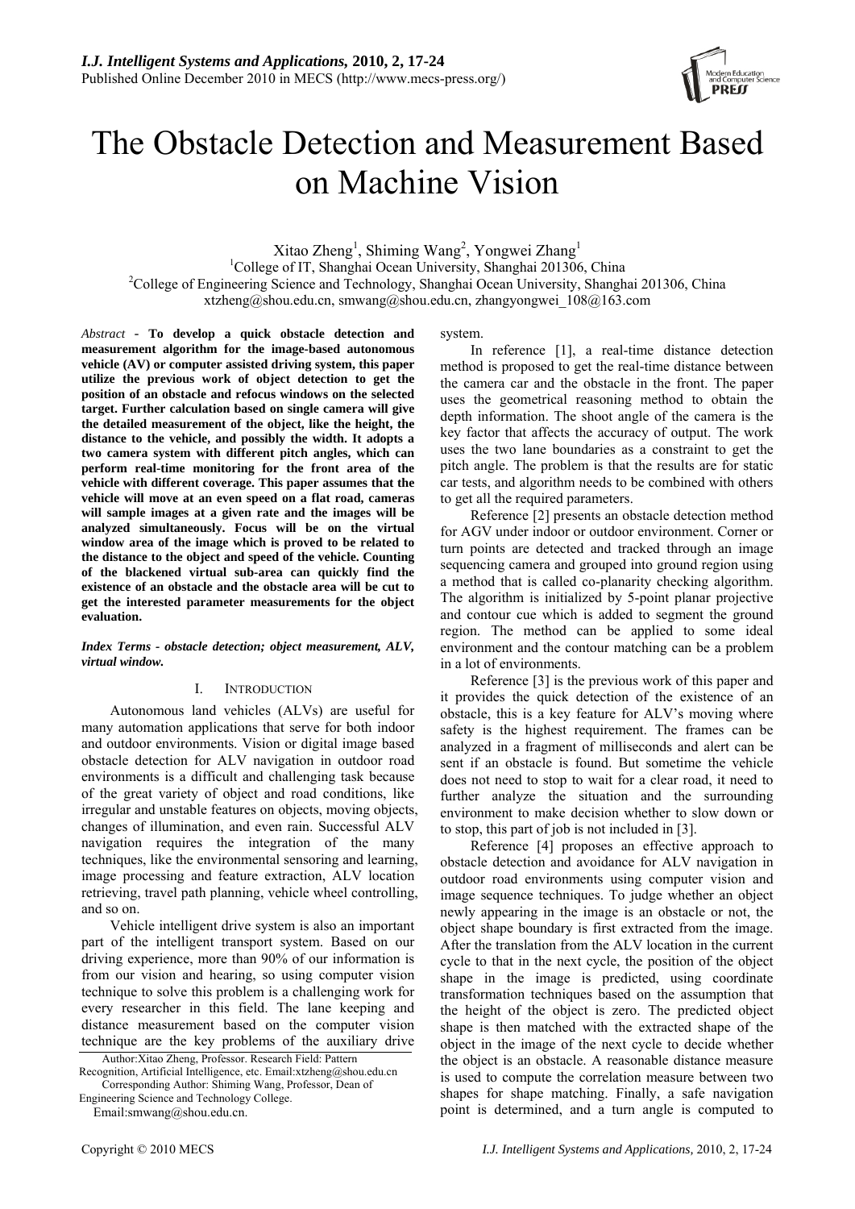# The Obstacle Detection and Measurement Based on Machine Vision

Xitao Zheng[1], Shiming Wang[2], Yongwei Zhang[1]

[1]College of IT, Shanghai Ocean University, Shanghai 201306, China

[2]College of Engineering Science and Technology, Shanghai Ocean University, Shanghai 201306, China

xtzheng@shou.edu.cn, smwang@shou.edu.cn, zhangyongwei_108@163.com

*Abstract* - **To develop a quick obstacle detection and measurement algorithm for the image-based autonomous vehicle (AV) or computer assisted driving system, this paper utilize the previous work of object detection to get the position of an obstacle and refocus windows on the selected target. Further calculation based on single camera will give the detailed measurement of the object, like the height, the distance to the vehicle, and possibly the width. It adopts a two camera system with different pitch angles, which can perform real-time monitoring for the front area of the vehicle with different coverage. This paper assumes that the vehicle will move at an even speed on a flat road, cameras will sample images at a given rate and the images will be analyzed simultaneously. Focus will be on the virtual window area of the image which is proved to be related to the distance to the object and speed of the vehicle. Counting of the blackened virtual sub-area can quickly find the existence of an obstacle and the obstacle area will be cut to get the interested parameter measurements for the object evaluation.**

***Index Terms - obstacle detection; object measurement, ALV, virtual window.***

## I. Introduction

Autonomous land vehicles (ALVs) are useful for many automation applications that serve for both indoor and outdoor environments. Vision or digital image based obstacle detection for ALV navigation in outdoor road environments is a difficult and challenging task because of the great variety of object and road conditions, like irregular and unstable features on objects, moving objects, changes of illumination, and even rain. Successful ALV navigation requires the integration of the many techniques, like the environmental sensoring and learning, image processing and feature extraction, ALV location retrieving, travel path planning, vehicle wheel controlling, and so on.

Vehicle intelligent drive system is also an important part of the intelligent transport system. Based on our driving experience, more than 90% of our information is from our vision and hearing, so using computer vision technique to solve this problem is a challenging work for every researcher in this field. The lane keeping and distance measurement based on the computer vision technique are the key problems of the auxiliary drive system.

In reference [1], a real-time distance detection method is proposed to get the real-time distance between the camera car and the obstacle in the front. The paper uses the geometrical reasoning method to obtain the depth information. The shoot angle of the camera is the key factor that affects the accuracy of output. The work uses the two lane boundaries as a constraint to get the pitch angle. The problem is that the results are for static car tests, and algorithm needs to be combined with others to get all the required parameters.

Reference [2] presents an obstacle detection method for AGV under indoor or outdoor environment. Corner or turn points are detected and tracked through an image sequencing camera and grouped into ground region using a method that is called co-planarity checking algorithm. The algorithm is initialized by 5-point planar projective and contour cue which is added to segment the ground region. The method can be applied to some ideal environment and the contour matching can be a problem in a lot of environments.

Reference [3] is the previous work of this paper and it provides the quick detection of the existence of an obstacle, this is a key feature for ALV's moving where safety is the highest requirement. The frames can be analyzed in a fragment of milliseconds and alert can be sent if an obstacle is found. But sometime the vehicle does not need to stop to wait for a clear road, it need to further analyze the situation and the surrounding environment to make decision whether to slow down or to stop, this part of job is not included in [3].

Reference [4] proposes an effective approach to obstacle detection and avoidance for ALV navigation in outdoor road environments using computer vision and image sequence techniques. To judge whether an object newly appearing in the image is an obstacle or not, the object shape boundary is first extracted from the image. After the translation from the ALV location in the current cycle to that in the next cycle, the position of the object shape in the image is predicted, using coordinate transformation techniques based on the assumption that the height of the object is zero. The predicted object shape is then matched with the extracted shape of the object in the image of the next cycle to decide whether the object is an obstacle. A reasonable distance measure is used to compute the correlation measure between two shapes for shape matching. Finally, a safe navigation point is determined, and a turn angle is computed to

Author:Xitao Zheng, Professor. Research Field: Pattern Recognition, Artificial Intelligence, etc. Email:xtzheng@shou.edu.cn

Corresponding Author: Shiming Wang, Professor, Dean of Engineering Science and Technology College.

Email:smwang@shou.edu.cn.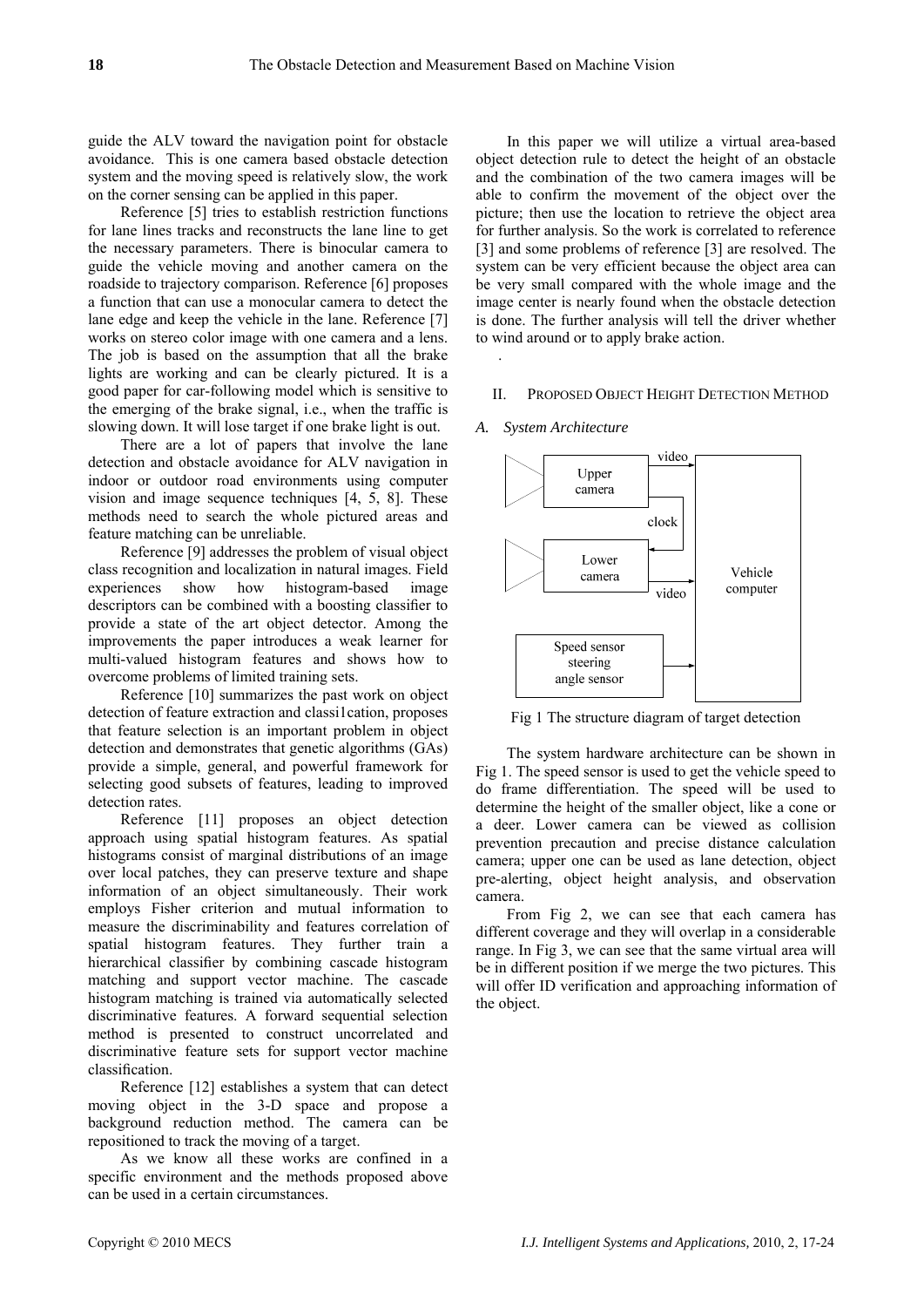guide the ALV toward the navigation point for obstacle avoidance. This is one camera based obstacle detection system and the moving speed is relatively slow, the work on the corner sensing can be applied in this paper.

Reference [5] tries to establish restriction functions for lane lines tracks and reconstructs the lane line to get the necessary parameters. There is binocular camera to guide the vehicle moving and another camera on the roadside to trajectory comparison. Reference [6] proposes a function that can use a monocular camera to detect the lane edge and keep the vehicle in the lane. Reference [7] works on stereo color image with one camera and a lens. The job is based on the assumption that all the brake lights are working and can be clearly pictured. It is a good paper for car-following model which is sensitive to the emerging of the brake signal, i.e., when the traffic is slowing down. It will lose target if one brake light is out.

There are a lot of papers that involve the lane detection and obstacle avoidance for ALV navigation in indoor or outdoor road environments using computer vision and image sequence techniques [4, 5, 8]. These methods need to search the whole pictured areas and feature matching can be unreliable.

Reference [9] addresses the problem of visual object class recognition and localization in natural images. Field experiences show how histogram-based image descriptors can be combined with a boosting classifier to provide a state of the art object detector. Among the improvements the paper introduces a weak learner for multi-valued histogram features and shows how to overcome problems of limited training sets.

Reference [10] summarizes the past work on object detection of feature extraction and classi1cation, proposes that feature selection is an important problem in object detection and demonstrates that genetic algorithms (GAs) provide a simple, general, and powerful framework for selecting good subsets of features, leading to improved detection rates.

Reference [11] proposes an object detection approach using spatial histogram features. As spatial histograms consist of marginal distributions of an image over local patches, they can preserve texture and shape information of an object simultaneously. Their work employs Fisher criterion and mutual information to measure the discriminability and features correlation of spatial histogram features. They further train a hierarchical classifier by combining cascade histogram matching and support vector machine. The cascade histogram matching is trained via automatically selected discriminative features. A forward sequential selection method is presented to construct uncorrelated and discriminative feature sets for support vector machine classification.

Reference [12] establishes a system that can detect moving object in the 3-D space and propose a background reduction method. The camera can be repositioned to track the moving of a target.

As we know all these works are confined in a specific environment and the methods proposed above can be used in a certain circumstances.

In this paper we will utilize a virtual area-based object detection rule to detect the height of an obstacle and the combination of the two camera images will be able to confirm the movement of the object over the picture; then use the location to retrieve the object area for further analysis. So the work is correlated to reference [3] and some problems of reference [3] are resolved. The system can be very efficient because the object area can be very small compared with the whole image and the image center is nearly found when the obstacle detection is done. The further analysis will tell the driver whether to wind around or to apply brake action.

## II. Proposed Object Height Detection Method

### *A. System Architecture*

Upper camera — video → Vehicle computer
Upper camera — clock → Lower camera
Lower camera — video → Vehicle computer
Speed sensor, steering angle sensor → Vehicle computer

Fig 1 The structure diagram of target detection

The system hardware architecture can be shown in Fig 1. The speed sensor is used to get the vehicle speed to do frame differentiation. The speed will be used to determine the height of the smaller object, like a cone or a deer. Lower camera can be viewed as collision prevention precaution and precise distance calculation camera; upper one can be used as lane detection, object pre-alerting, object height analysis, and observation camera.

From Fig 2, we can see that each camera has different coverage and they will overlap in a considerable range. In Fig 3, we can see that the same virtual area will be in different position if we merge the two pictures. This will offer ID verification and approaching information of the object.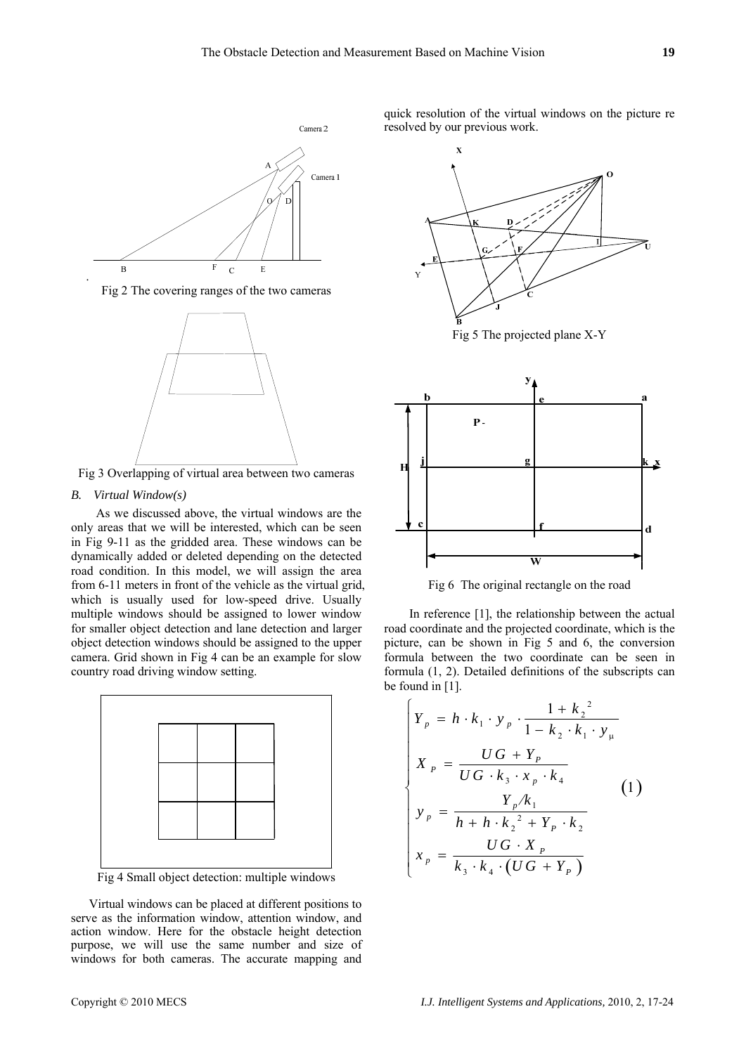Fig 2 The covering ranges of the two cameras

Fig 3 Overlapping of virtual area between two cameras

### B. Virtual Window(s)

As we discussed above, the virtual windows are the only areas that we will be interested, which can be seen in Fig 9-11 as the gridded area. These windows can be dynamically added or deleted depending on the detected road condition. In this model, we will assign the area from 6-11 meters in front of the vehicle as the virtual grid, which is usually used for low-speed drive. Usually multiple windows should be assigned to lower window for smaller object detection and lane detection and larger object detection windows should be assigned to the upper camera. Grid shown in Fig 4 can be an example for slow country road driving window setting.

Fig 4 Small object detection: multiple windows

Virtual windows can be placed at different positions to serve as the information window, attention window, and action window. Here for the obstacle height detection purpose, we will use the same number and size of windows for both cameras. The accurate mapping and quick resolution of the virtual windows on the picture re resolved by our previous work.

Fig 5 The projected plane X-Y

Fig 6 The original rectangle on the road

In reference [1], the relationship between the actual road coordinate and the projected coordinate, which is the picture, can be shown in Fig 5 and 6, the conversion formula between the two coordinate can be seen in formula (1, 2). Detailed definitions of the subscripts can be found in [1].

$$\begin{cases} Y_p = h \cdot k_1 \cdot y_p \cdot \dfrac{1 + k_2^{\,2}}{1 - k_2 \cdot k_1 \cdot y_\mu} \\ X_P = \dfrac{UG + Y_P}{UG \cdot k_3 \cdot x_p \cdot k_4} \\ y_p = \dfrac{Y_p / k_1}{h + h \cdot k_2^{\,2} + Y_P \cdot k_2} \\ x_p = \dfrac{UG \cdot X_P}{k_3 \cdot k_4 \cdot \left(UG + Y_P\right)} \end{cases} \qquad (1)$$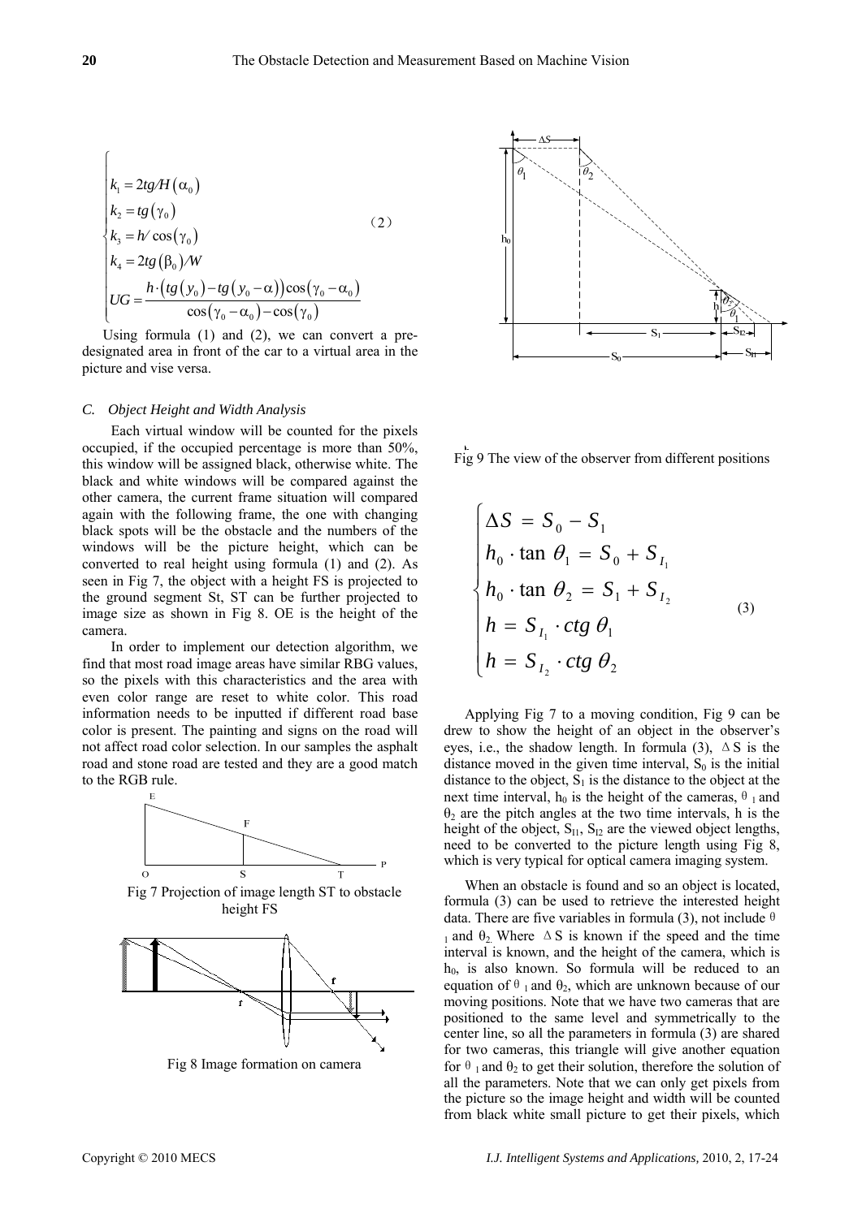$$
\begin{cases}
k_1 = 2tg/H(\alpha_0) \\
k_2 = tg(\gamma_0) \\
k_3 = h/\cos(\gamma_0) \\
k_4 = 2tg(\beta_0)/W \\
UG = \dfrac{h \cdot (tg(y_0) - tg(y_0 - \alpha))\cos(\gamma_0 - \alpha_0)}{\cos(\gamma_0 - \alpha_0) - \cos(\gamma_0)}
\end{cases} \quad (2)
$$

Using formula (1) and (2), we can convert a pre-designated area in front of the car to a virtual area in the picture and vise versa.

### *C. Object Height and Width Analysis*

Each virtual window will be counted for the pixels occupied, if the occupied percentage is more than 50%, this window will be assigned black, otherwise white. The black and white windows will be compared against the other camera, the current frame situation will compared again with the following frame, the one with changing black spots will be the obstacle and the numbers of the windows will be the picture height, which can be converted to real height using formula (1) and (2). As seen in Fig 7, the object with a height FS is projected to the ground segment St, ST can be further projected to image size as shown in Fig 8. OE is the height of the camera.

In order to implement our detection algorithm, we find that most road image areas have similar RBG values, so the pixels with this characteristics and the area with even color range are reset to white color. This road information needs to be inputted if different road base color is present. The painting and signs on the road will not affect road color selection. In our samples the asphalt road and stone road are tested and they are a good match to the RGB rule.

Fig 7 Projection of image length ST to obstacle height FS

Fig 8 Image formation on camera

Fig 9 The view of the observer from different positions

$$
\begin{cases}
\Delta S = S_0 - S_1 \\
h_0 \cdot \tan\theta_1 = S_0 + S_{I_1} \\
h_0 \cdot \tan\theta_2 = S_1 + S_{I_2} \\
h = S_{I_1} \cdot ctg\,\theta_1 \\
h = S_{I_2} \cdot ctg\,\theta_2
\end{cases} \quad (3)
$$

Applying Fig 7 to a moving condition, Fig 9 can be drew to show the height of an object in the observer's eyes, i.e., the shadow length. In formula (3), $\Delta S$ is the distance moved in the given time interval, $S_0$ is the initial distance to the object, $S_1$ is the distance to the object at the next time interval, $h_0$ is the height of the cameras, $\theta_1$ and $\theta_2$ are the pitch angles at the two time intervals, h is the height of the object, $S_{I1}$, $S_{I2}$ are the viewed object lengths, need to be converted to the picture length using Fig 8, which is very typical for optical camera imaging system.

When an obstacle is found and so an object is located, formula (3) can be used to retrieve the interested height data. There are five variables in formula (3), not include $\theta_1$ and $\theta_2$. Where $\Delta S$ is known if the speed and the time interval is known, and the height of the camera, which is $h_0$, is also known. So formula will be reduced to an equation of $\theta_1$ and $\theta_2$, which are unknown because of our moving positions. Note that we have two cameras that are positioned to the same level and symmetrically to the center line, so all the parameters in formula (3) are shared for two cameras, this triangle will give another equation for $\theta_1$ and $\theta_2$ to get their solution, therefore the solution of all the parameters. Note that we can only get pixels from the picture so the image height and width will be counted from black white small picture to get their pixels, which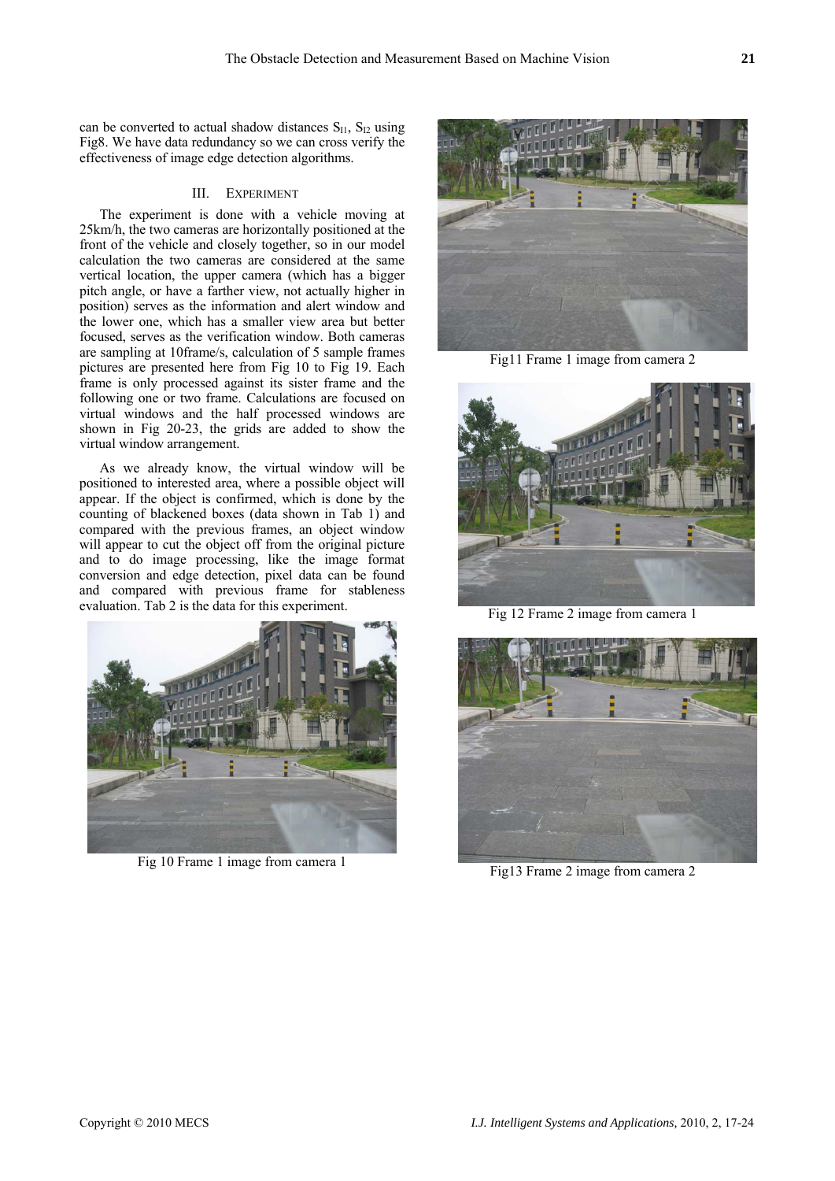can be converted to actual shadow distances $S_{I1}$, $S_{I2}$ using Fig8. We have data redundancy so we can cross verify the effectiveness of image edge detection algorithms.

## III. Experiment

The experiment is done with a vehicle moving at 25km/h, the two cameras are horizontally positioned at the front of the vehicle and closely together, so in our model calculation the two cameras are considered at the same vertical location, the upper camera (which has a bigger pitch angle, or have a farther view, not actually higher in position) serves as the information and alert window and the lower one, which has a smaller view area but better focused, serves as the verification window. Both cameras are sampling at 10frame/s, calculation of 5 sample frames pictures are presented here from Fig 10 to Fig 19. Each frame is only processed against its sister frame and the following one or two frame. Calculations are focused on virtual windows and the half processed windows are shown in Fig 20-23, the grids are added to show the virtual window arrangement.

As we already know, the virtual window will be positioned to interested area, where a possible object will appear. If the object is confirmed, which is done by the counting of blackened boxes (data shown in Tab 1) and compared with the previous frames, an object window will appear to cut the object off from the original picture and to do image processing, like the image format conversion and edge detection, pixel data can be found and compared with previous frame for stableness evaluation. Tab 2 is the data for this experiment.

Fig 10 Frame 1 image from camera 1

Fig11 Frame 1 image from camera 2

Fig 12 Frame 2 image from camera 1

Fig13 Frame 2 image from camera 2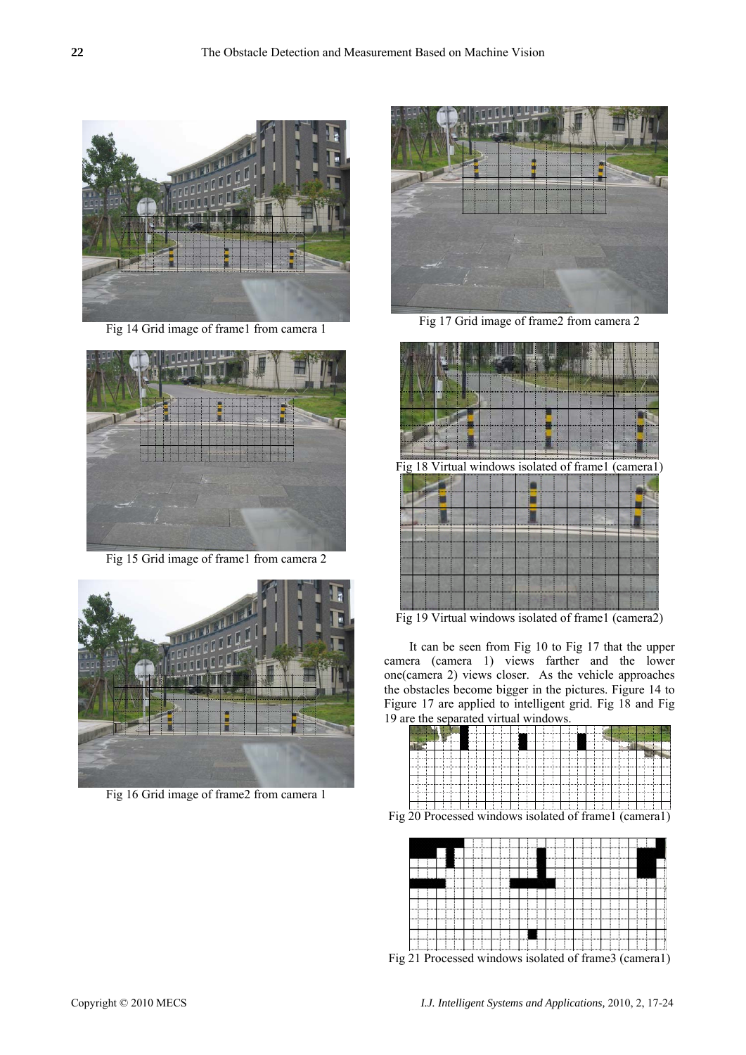Fig 14 Grid image of frame1 from camera 1

Fig 15 Grid image of frame1 from camera 2

Fig 16 Grid image of frame2 from camera 1

Fig 17 Grid image of frame2 from camera 2

Fig 18 Virtual windows isolated of frame1 (camera1)

Fig 19 Virtual windows isolated of frame1 (camera2)

It can be seen from Fig 10 to Fig 17 that the upper camera (camera 1) views farther and the lower one(camera 2) views closer. As the vehicle approaches the obstacles become bigger in the pictures. Figure 14 to Figure 17 are applied to intelligent grid. Fig 18 and Fig 19 are the separated virtual windows.

Fig 20 Processed windows isolated of frame1 (camera1)

Fig 21 Processed windows isolated of frame3 (camera1)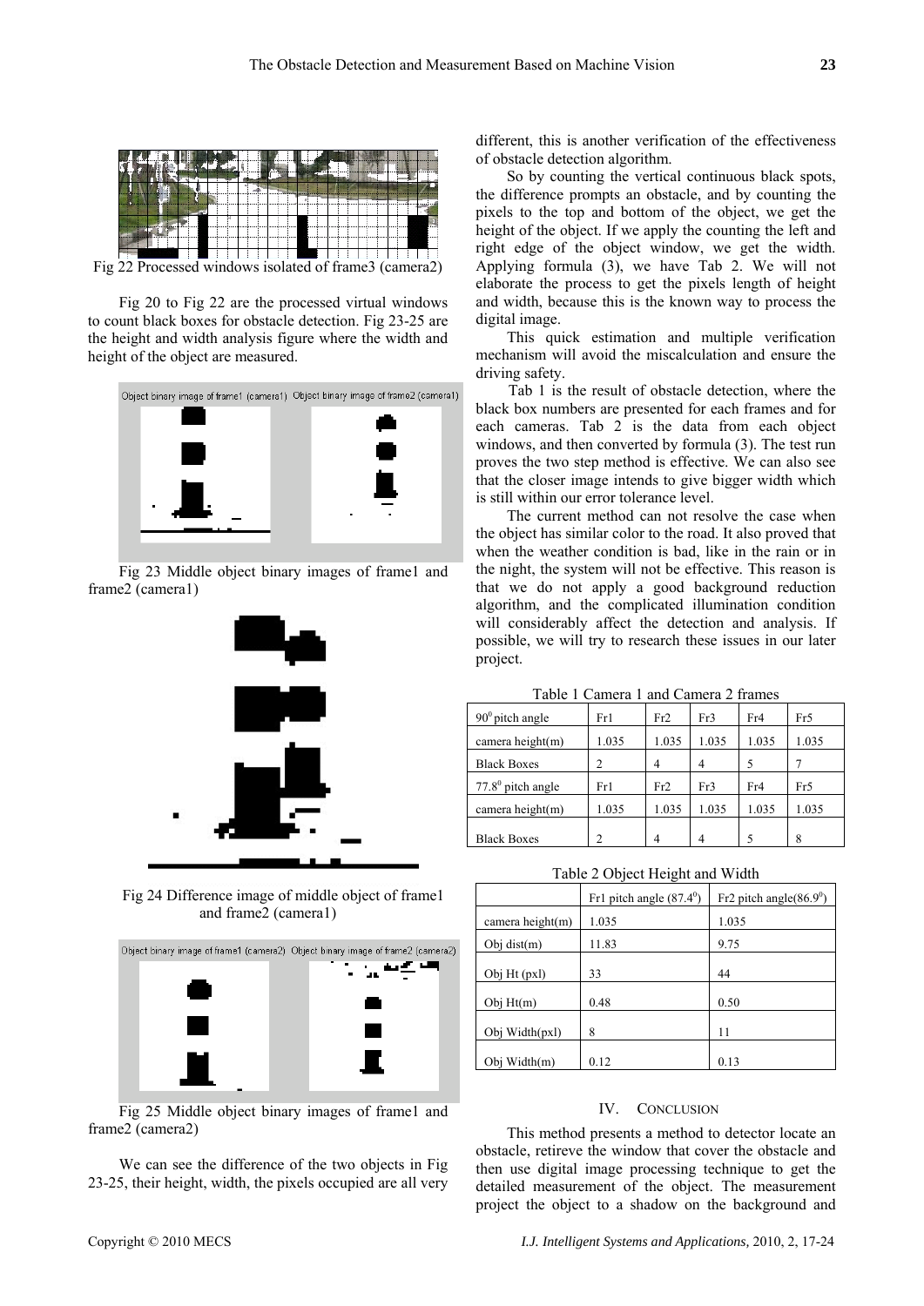Fig 22 Processed windows isolated of frame3 (camera2)

Fig 20 to Fig 22 are the processed virtual windows to count black boxes for obstacle detection. Fig 23-25 are the height and width analysis figure where the width and height of the object are measured.

Fig 23 Middle object binary images of frame1 and frame2 (camera1)

Fig 24 Difference image of middle object of frame1 and frame2 (camera1)

Fig 25 Middle object binary images of frame1 and frame2 (camera2)

We can see the difference of the two objects in Fig 23-25, their height, width, the pixels occupied are all very different, this is another verification of the effectiveness of obstacle detection algorithm.

So by counting the vertical continuous black spots, the difference prompts an obstacle, and by counting the pixels to the top and bottom of the object, we get the height of the object. If we apply the counting the left and right edge of the object window, we get the width. Applying formula (3), we have Tab 2. We will not elaborate the process to get the pixels length of height and width, because this is the known way to process the digital image.

This quick estimation and multiple verification mechanism will avoid the miscalculation and ensure the driving safety.

Tab 1 is the result of obstacle detection, where the black box numbers are presented for each frames and for each cameras. Tab 2 is the data from each object windows, and then converted by formula (3). The test run proves the two step method is effective. We can also see that the closer image intends to give bigger width which is still within our error tolerance level.

The current method can not resolve the case when the object has similar color to the road. It also proved that when the weather condition is bad, like in the rain or in the night, the system will not be effective. This reason is that we do not apply a good background reduction algorithm, and the complicated illumination condition will considerably affect the detection and analysis. If possible, we will try to research these issues in our later project.

Table 1 Camera 1 and Camera 2 frames

| $90^0$ pitch angle | Fr1 | Fr2 | Fr3 | Fr4 | Fr5 |
|---|---|---|---|---|---|
| camera height(m) | 1.035 | 1.035 | 1.035 | 1.035 | 1.035 |
| Black Boxes | 2 | 4 | 4 | 5 | 7 |
| $77.8^0$ pitch angle | Fr1 | Fr2 | Fr3 | Fr4 | Fr5 |
| camera height(m) | 1.035 | 1.035 | 1.035 | 1.035 | 1.035 |
| Black Boxes | 2 | 4 | 4 | 5 | 8 |

Table 2 Object Height and Width

| | Fr1 pitch angle ($87.4^0$) | Fr2 pitch angle($86.9^0$) |
|---|---|---|
| camera height(m) | 1.035 | 1.035 |
| Obj dist(m) | 11.83 | 9.75 |
| Obj Ht (pxl) | 33 | 44 |
| Obj Ht(m) | 0.48 | 0.50 |
| Obj Width(pxl) | 8 | 11 |
| Obj Width(m) | 0.12 | 0.13 |

## IV. CONCLUSION

This method presents a method to detector locate an obstacle, retireve the window that cover the obstacle and then use digital image processing technique to get the detailed measurement of the object. The measurement project the object to a shadow on the background and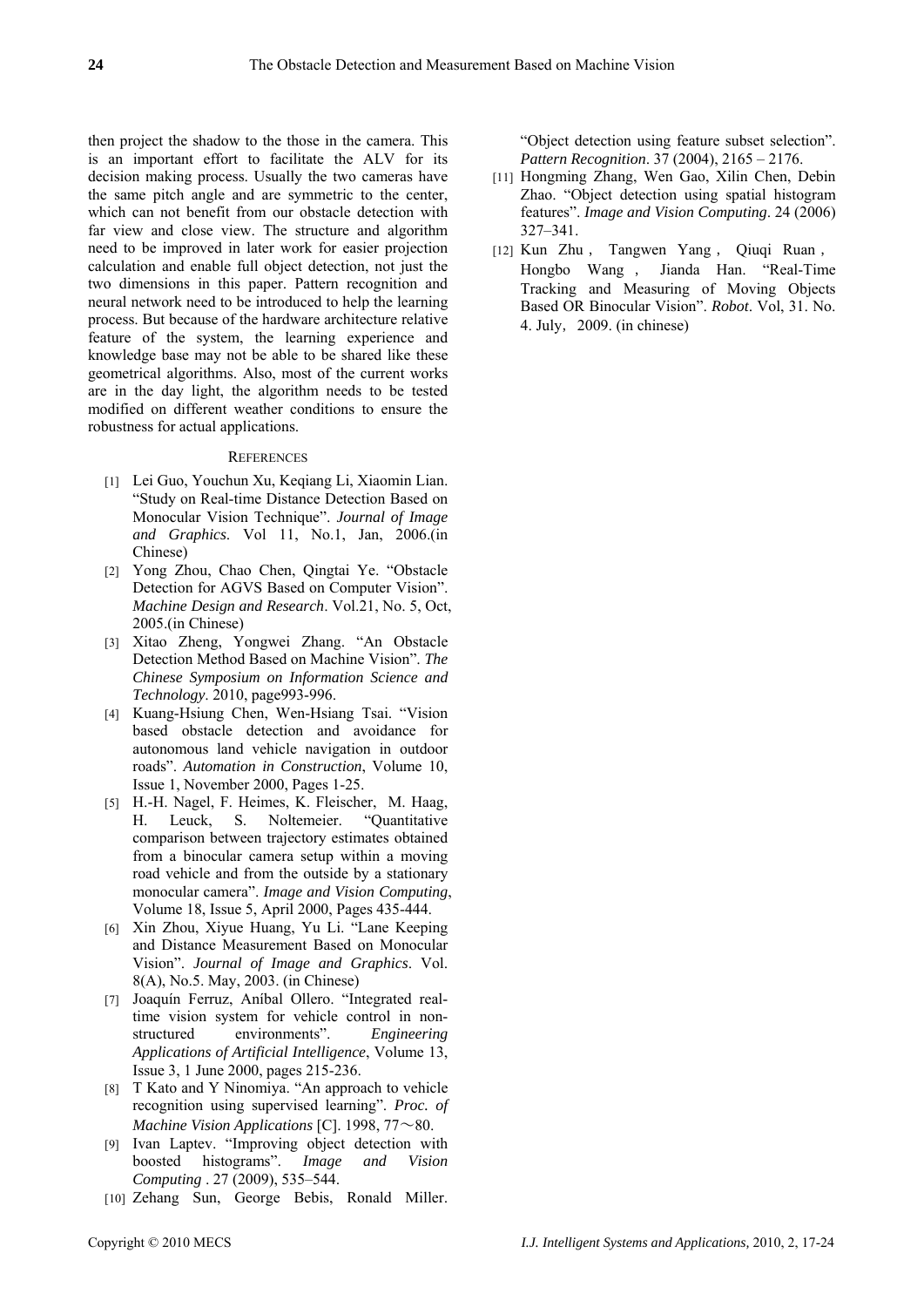then project the shadow to the those in the camera. This is an important effort to facilitate the ALV for its decision making process. Usually the two cameras have the same pitch angle and are symmetric to the center, which can not benefit from our obstacle detection with far view and close view. The structure and algorithm need to be improved in later work for easier projection calculation and enable full object detection, not just the two dimensions in this paper. Pattern recognition and neural network need to be introduced to help the learning process. But because of the hardware architecture relative feature of the system, the learning experience and knowledge base may not be able to be shared like these geometrical algorithms. Also, most of the current works are in the day light, the algorithm needs to be tested modified on different weather conditions to ensure the robustness for actual applications.

## REFERENCES

[1] Lei Guo, Youchun Xu, Keqiang Li, Xiaomin Lian. "Study on Real-time Distance Detection Based on Monocular Vision Technique". *Journal of Image and Graphics*. Vol 11, No.1, Jan, 2006.(in Chinese)

[2] Yong Zhou, Chao Chen, Qingtai Ye. "Obstacle Detection for AGVS Based on Computer Vision". *Machine Design and Research*. Vol.21, No. 5, Oct, 2005.(in Chinese)

[3] Xitao Zheng, Yongwei Zhang. "An Obstacle Detection Method Based on Machine Vision". *The Chinese Symposium on Information Science and Technology*. 2010, page993-996.

[4] Kuang-Hsiung Chen, Wen-Hsiang Tsai. "Vision based obstacle detection and avoidance for autonomous land vehicle navigation in outdoor roads". *Automation in Construction*, Volume 10, Issue 1, November 2000, Pages 1-25.

[5] H.-H. Nagel, F. Heimes, K. Fleischer, M. Haag, H. Leuck, S. Noltemeier. "Quantitative comparison between trajectory estimates obtained from a binocular camera setup within a moving road vehicle and from the outside by a stationary monocular camera". *Image and Vision Computing*, Volume 18, Issue 5, April 2000, Pages 435-444.

[6] Xin Zhou, Xiyue Huang, Yu Li. "Lane Keeping and Distance Measurement Based on Monocular Vision". *Journal of Image and Graphics*. Vol. 8(A), No.5. May, 2003. (in Chinese)

[7] Joaquín Ferruz, Aníbal Ollero. "Integrated real-time vision system for vehicle control in non-structured environments". *Engineering Applications of Artificial Intelligence*, Volume 13, Issue 3, 1 June 2000, pages 215-236.

[8] T Kato and Y Ninomiya. "An approach to vehicle recognition using supervised learning". *Proc. of Machine Vision Applications* [C]. 1998, 77～80.

[9] Ivan Laptev. "Improving object detection with boosted histograms". *Image and Vision Computing* . 27 (2009), 535–544.

[10] Zehang Sun, George Bebis, Ronald Miller. "Object detection using feature subset selection". *Pattern Recognition*. 37 (2004), 2165 – 2176.

[11] Hongming Zhang, Wen Gao, Xilin Chen, Debin Zhao. "Object detection using spatial histogram features". *Image and Vision Computing*. 24 (2006) 327–341.

[12] Kun Zhu , Tangwen Yang , Qiuqi Ruan , Hongbo Wang , Jianda Han. "Real-Time Tracking and Measuring of Moving Objects Based OR Binocular Vision". *Robot*. Vol, 31. No. 4. July, 2009. (in chinese)